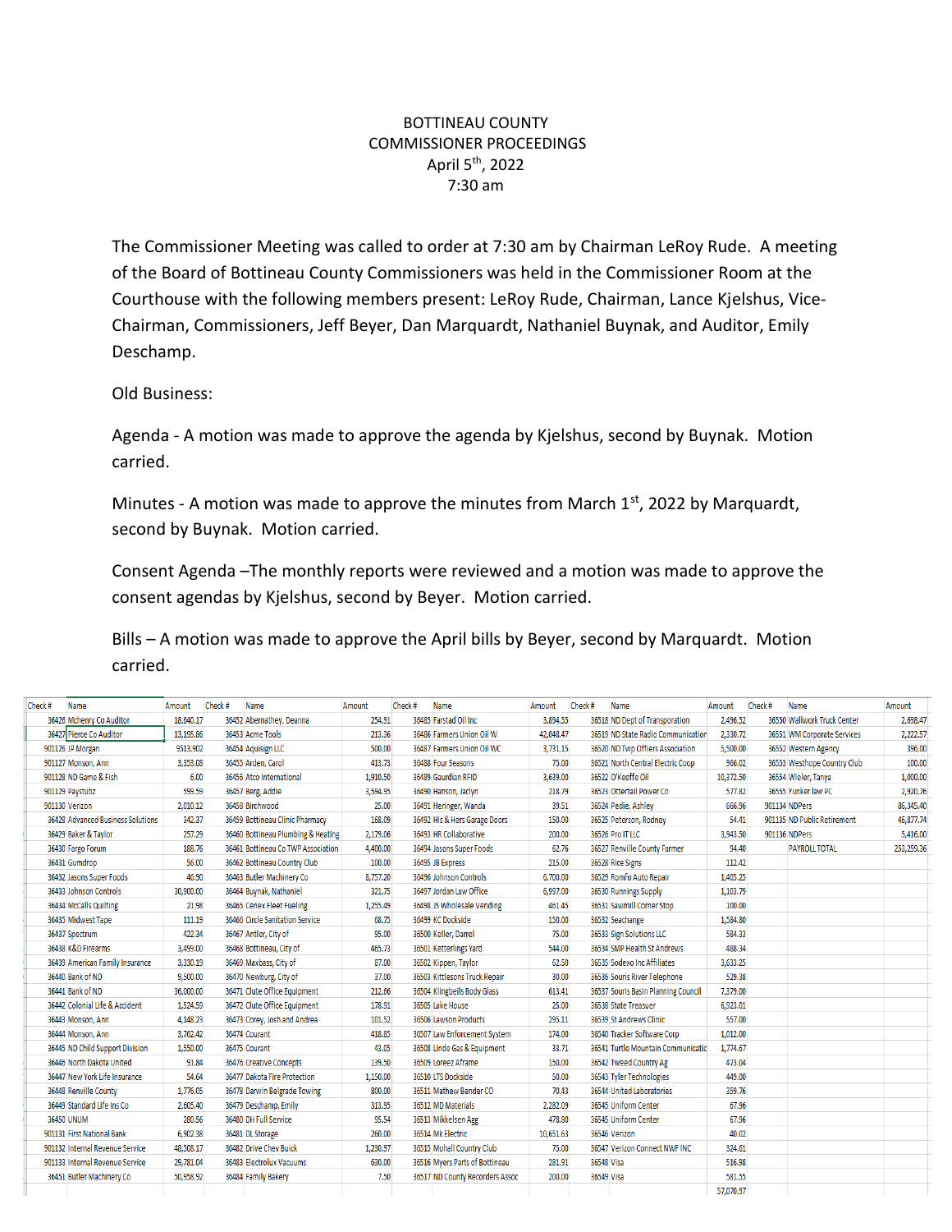BOTTINEAU COUNTY
COMMISSIONER PROCEEDINGS
April 5th, 2022
7:30 am

The Commissioner Meeting was called to order at 7:30 am by Chairman LeRoy Rude. A meeting of the Board of Bottineau County Commissioners was held in the Commissioner Room at the Courthouse with the following members present: LeRoy Rude, Chairman, Lance Kjelshus, Vice-Chairman, Commissioners, Jeff Beyer, Dan Marquardt, Nathaniel Buynak, and Auditor, Emily Deschamp.

Old Business:

Agenda - A motion was made to approve the agenda by Kjelshus, second by Buynak. Motion carried.

Minutes - A motion was made to approve the minutes from March 1st, 2022 by Marquardt, second by Buynak. Motion carried.

Consent Agenda –The monthly reports were reviewed and a motion was made to approve the consent agendas by Kjelshus, second by Beyer. Motion carried.

Bills – A motion was made to approve the April bills by Beyer, second by Marquardt. Motion carried.

| Check # | Name | Amount | Check # | Name | Amount | Check # | Name | Amount | Check # | Name | Amount | Check # | Name | Amount |
|---|---|---|---|---|---|---|---|---|---|---|---|---|---|---|
| 36426 | Mchenry Co Auditor | 18,640.17 | 36452 | Abernathey, Deanna | 254.91 | 36485 | Farstad Oil Inc | 3,894.55 | 36518 | ND Dept of Transporation | 2,496.52 | 36550 | Wallwork Truck Center | 2,698.47 |
| 36427 | Pierce Co Auditor | 13,195.86 | 36453 | Acme Tools | 213.36 | 36486 | Farmers Union Oil W | 42,048.47 | 36519 | ND State Radio Communication | 2,330.72 | 36551 | WM Corporate Services | 2,222.57 |
| 901126 | JP Morgan | 9513.902 | 36454 | Aquisign LLC | 500.00 | 36487 | Farmers Union Oil WC | 3,731.15 | 36520 | ND Twp Offiers Association | 5,500.00 | 36552 | Western Agency | 396.00 |
| 901127 | Monson, Ann | 3,353.08 | 36455 | Arden, Carol | 413.73 | 36488 | Four Seasons | 75.00 | 36521 | North Central Electric Coop | 966.02 | 36553 | Westhope Country Club | 100.00 |
| 901128 | ND Game & Fish | 6.00 | 36456 | Atco International | 1,910.50 | 36489 | Gaurdian RFID | 3,639.00 | 36522 | O'Keeffe Oil | 10,372.50 | 36554 | Wieler, Tanya | 1,000.00 |
| 901129 | Paystubz | 599.59 | 36457 | Berg, Addie | 3,594.95 | 36490 | Hanson, Jaclyn | 218.79 | 36523 | Ottertail Power Co | 577.82 | 36555 | Yunker law PC | 2,920.76 |
| 901130 | Verizon | 2,010.12 | 36458 | Birchwood | 25.00 | 36491 | Heringer, Wanda | 39.51 | 36524 | Pedie, Ashley | 666.96 | 901134 | NDPers | 86,345.40 |
| 36428 | Advanced Business Solutions | 342.37 | 36459 | Bottineau Clinic Pharmacy | 168.09 | 36492 | His & Hers Garage Doors | 150.00 | 36525 | Peterson, Rodney | 54.41 | 901135 | ND Public Retirement | 46,877.74 |
| 36429 | Baker & Taylor | 257.29 | 36460 | Bottineau Plumbing & Heating | 2,179.06 | 36493 | HR Collaborative | 200.00 | 36526 | Pro IT LLC | 3,943.50 | 901136 | NDPers | 5,416.00 |
| 36430 | Fargo Forum | 188.76 | 36461 | Bottineau Co TWP Association | 4,400.00 | 36494 | Jasons Super Foods | 62.76 | 36527 | Renville County Farmer | 94.40 | | PAYROLL TOTAL | 253,259.36 |
| 36431 | Gumdrop | 56.00 | 36462 | Bottineau Country Club | 100.00 | 36495 | JB Express | 215.00 | 36528 | Rice Signs | 112.42 | | | |
| 36432 | Jasons Super Foods | 46.90 | 36463 | Butler Machinery Co | 8,757.20 | 36496 | Johnson Controls | 6,700.00 | 36529 | Romfo Auto Repair | 1,405.25 | | | |
| 36433 | Johnson Controls | 30,900.00 | 36464 | Buynak, Nathaniel | 321.75 | 36497 | Jordan Law Office | 6,997.00 | 36530 | Runnings Supply | 1,103.79 | | | |
| 36434 | McCalls Quilting | 21.98 | 36465 | Cenex Fleet Fueling | 1,255.49 | 36498 | JS Wholesale Vending | 461.45 | 36531 | Sawmill Corner Stop | 100.00 | | | |
| 36435 | Midwest Tape | 111.19 | 36466 | Circle Sanitation Service | 68.75 | 36499 | KC Dockside | 150.00 | 36532 | Seachange | 1,584.80 | | | |
| 36437 | Spectrum | 422.34 | 36467 | Antler, City of | 95.00 | 36500 | Keller, Darrel | 75.00 | 36533 | Sign Solutions LLC | 584.33 | | | |
| 36438 | K&D Firearms | 3,499.00 | 36468 | Bottineau, City of | 465.73 | 36501 | Ketterlings Yard | 544.00 | 36534 | SMP Health St Andrews | 488.34 | | | |
| 36439 | American Family Insurance | 3,330.19 | 36469 | Maxbass, City of | 87.00 | 36502 | Kippen, Taylor | 62.50 | 36535 | Sodexo Inc Affiliates | 3,633.25 | | | |
| 36440 | Bank of ND | 9,500.00 | 36470 | Newburg, City of | 37.00 | 36503 | Kittlesons Truck Repair | 30.00 | 36536 | Souris River Telephone | 529.38 | | | |
| 36441 | Bank of ND | 36,000.00 | 36471 | Clute Office Equipment | 212.66 | 36504 | Klingbeils Body Glass | 613.41 | 36537 | Souris Basin Planning Council | 7,379.00 | | | |
| 36442 | Colonial Life & Accident | 1,524.59 | 36472 | Clute Office Equipment | 178.91 | 36505 | Lake House | 25.00 | 36538 | State Treasuer | 6,923.01 | | | |
| 36443 | Monson, Ann | 4,148.23 | 36473 | Corey, Josh and Andrea | 101.52 | 36506 | Lawson Products | 295.11 | 36539 | St Andrews Clinic | 557.00 | | | |
| 36444 | Monson, Ann | 3,762.42 | 36474 | Courant | 418.85 | 36507 | Law Enforcement System | 174.00 | 36540 | Tracker Software Corp | 1,012.00 | | | |
| 36445 | ND Child Support Division | 1,550.00 | 36475 | Courant | 43.05 | 36508 | Linde Gas & Equipment | 33.71 | 36541 | Turtle Mountain Communicatio | 1,774.67 | | | |
| 36446 | North Dakota United | 91.84 | 36476 | Creative Concepts | 139.50 | 36509 | Loreez Aframe | 150.00 | 36542 | Tweed Country Ag | 473.04 | | | |
| 36447 | New York Life Insurance | 54.64 | 36477 | Dakota Fire Protection | 1,150.00 | 36510 | LTS Dockside | 50.00 | 36543 | Tyler Technologies | 449.00 | | | |
| 36448 | Renville County | 1,776.05 | 36478 | Darwin Belgrade Towing | 800.00 | 36511 | Mathew Bender CO | 70.43 | 36544 | United Laboratories | 359.76 | | | |
| 36449 | Standard Life Ins Co | 2,605.40 | 36479 | Deschamp, Emily | 313.55 | 36512 | MD Materials | 2,282.09 | 36545 | Uniform Center | 67.96 | | | |
| 36450 | UNUM | 280.56 | 36480 | DH Full Service | 95.54 | 36513 | Mikkelsen Agg | 478.80 | 36545 | Uniform Center | 67.96 | | | |
| 901131 | First National Bank | 6,902.38 | 36481 | DL Storage | 260.00 | 36514 | Mk Electric | 10,651.63 | 36546 | Verizon | 40.02 | | | |
| 901132 | Internal Revenue Service | 48,508.17 | 36482 | Drive Chev Buick | 1,230.97 | 36515 | Mohall Country Club | 75.00 | 36547 | Verizon Connect NWF INC | 324.61 | | | |
| 901133 | Internal Revenue Service | 29,781.04 | 36483 | Electrolux Vacuums | 630.00 | 36516 | Myers Parts of Bottineau | 281.91 | 36548 | Visa | 516.98 | | | |
| 36451 | Butler Machinery Co | 50,958.92 | 36484 | Family Bakery | 7.50 | 36517 | ND County Recorders Assoc | 200.00 | 36549 | Visa | 581.55 | | | |
| | | | | | | | | | | | 57,070.97 | | | |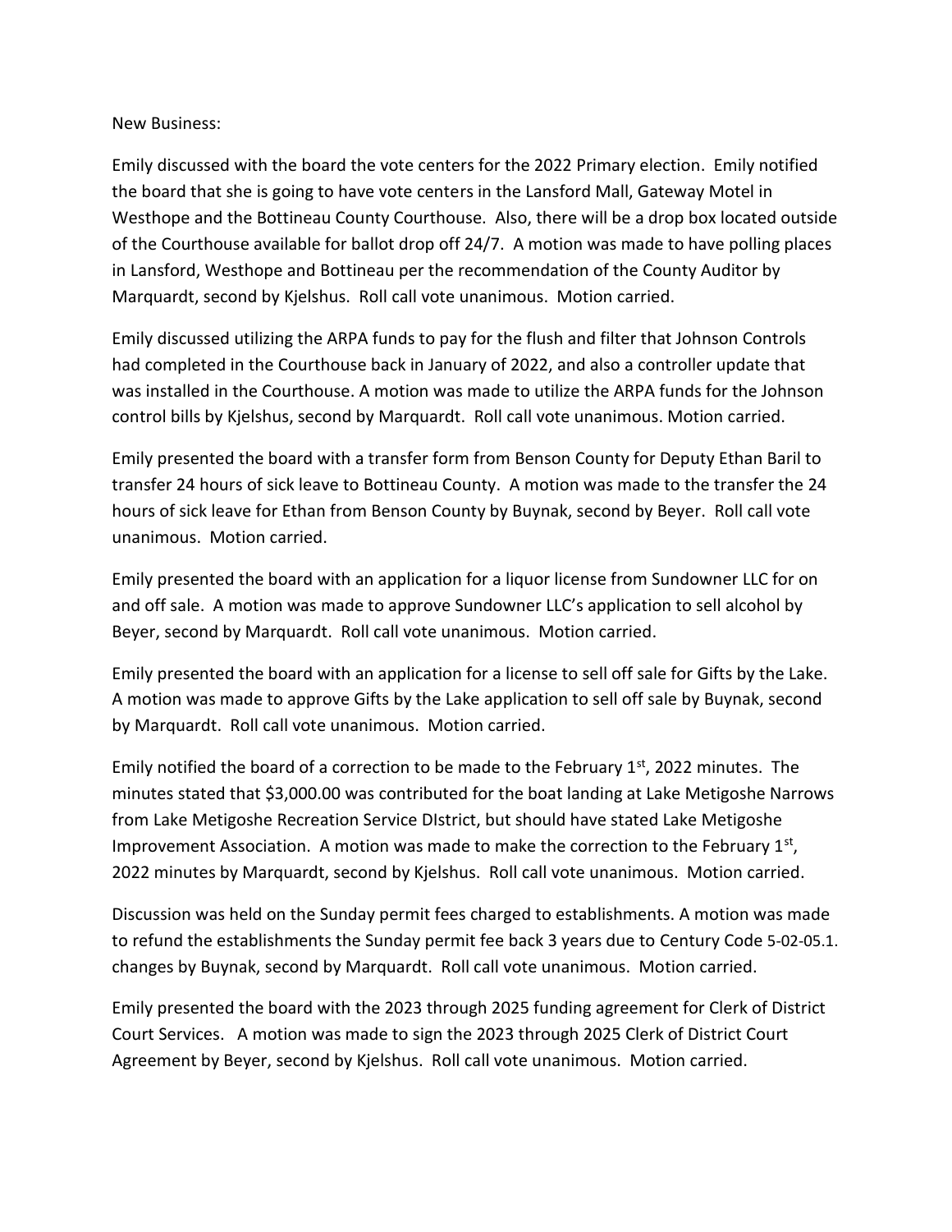New Business:

Emily discussed with the board the vote centers for the 2022 Primary election. Emily notified the board that she is going to have vote centers in the Lansford Mall, Gateway Motel in Westhope and the Bottineau County Courthouse. Also, there will be a drop box located outside of the Courthouse available for ballot drop off 24/7. A motion was made to have polling places in Lansford, Westhope and Bottineau per the recommendation of the County Auditor by Marquardt, second by Kjelshus. Roll call vote unanimous. Motion carried.

Emily discussed utilizing the ARPA funds to pay for the flush and filter that Johnson Controls had completed in the Courthouse back in January of 2022, and also a controller update that was installed in the Courthouse. A motion was made to utilize the ARPA funds for the Johnson control bills by Kjelshus, second by Marquardt. Roll call vote unanimous. Motion carried.

Emily presented the board with a transfer form from Benson County for Deputy Ethan Baril to transfer 24 hours of sick leave to Bottineau County. A motion was made to the transfer the 24 hours of sick leave for Ethan from Benson County by Buynak, second by Beyer. Roll call vote unanimous. Motion carried.

Emily presented the board with an application for a liquor license from Sundowner LLC for on and off sale. A motion was made to approve Sundowner LLC's application to sell alcohol by Beyer, second by Marquardt. Roll call vote unanimous. Motion carried.

Emily presented the board with an application for a license to sell off sale for Gifts by the Lake. A motion was made to approve Gifts by the Lake application to sell off sale by Buynak, second by Marquardt. Roll call vote unanimous. Motion carried.

Emily notified the board of a correction to be made to the February 1st, 2022 minutes. The minutes stated that $3,000.00 was contributed for the boat landing at Lake Metigoshe Narrows from Lake Metigoshe Recreation Service DIstrict, but should have stated Lake Metigoshe Improvement Association. A motion was made to make the correction to the February 1st, 2022 minutes by Marquardt, second by Kjelshus. Roll call vote unanimous. Motion carried.

Discussion was held on the Sunday permit fees charged to establishments. A motion was made to refund the establishments the Sunday permit fee back 3 years due to Century Code 5-02-05.1. changes by Buynak, second by Marquardt. Roll call vote unanimous. Motion carried.

Emily presented the board with the 2023 through 2025 funding agreement for Clerk of District Court Services. A motion was made to sign the 2023 through 2025 Clerk of District Court Agreement by Beyer, second by Kjelshus. Roll call vote unanimous. Motion carried.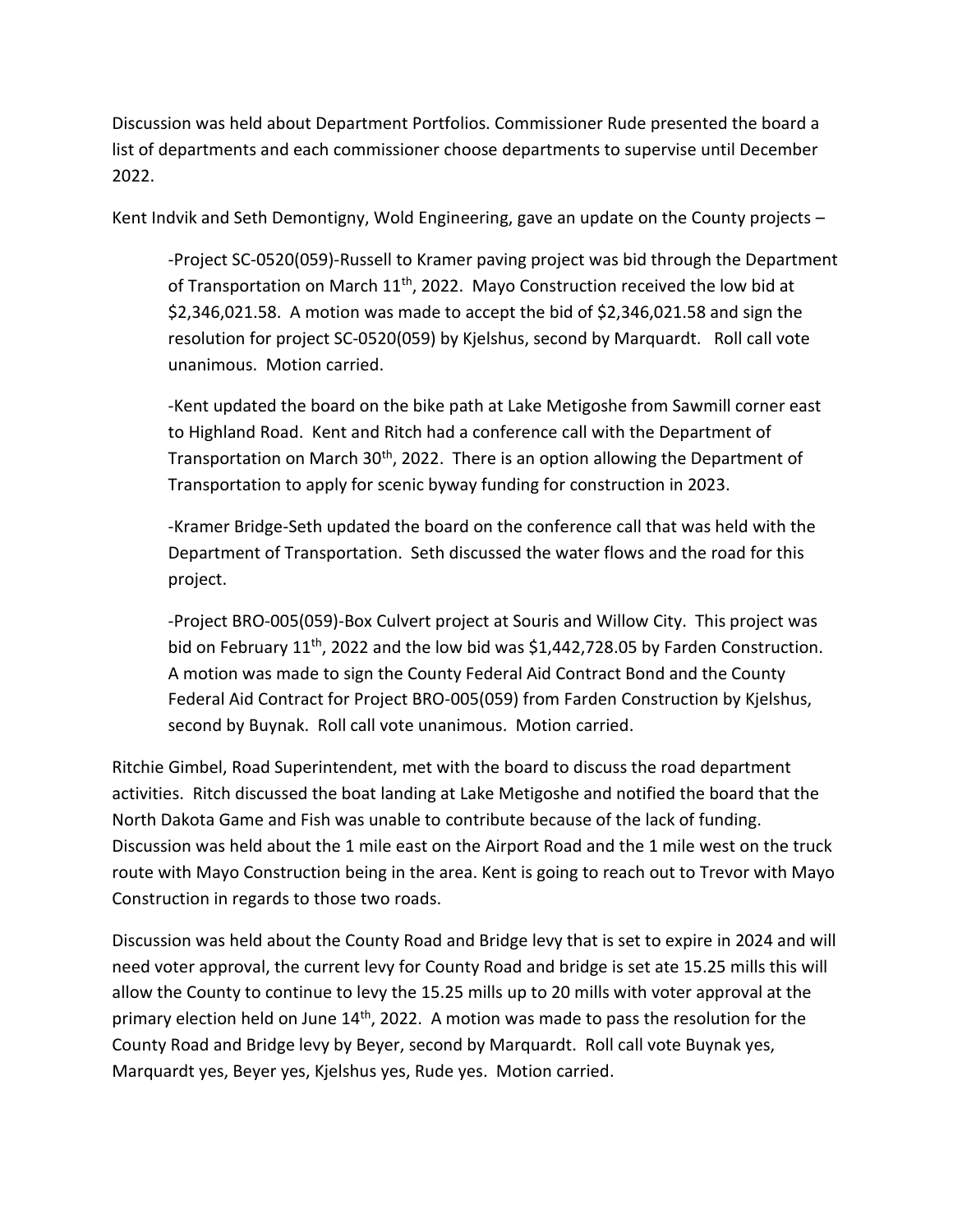Discussion was held about Department Portfolios. Commissioner Rude presented the board a list of departments and each commissioner choose departments to supervise until December 2022.

Kent Indvik and Seth Demontigny, Wold Engineering, gave an update on the County projects –

-Project SC-0520(059)-Russell to Kramer paving project was bid through the Department of Transportation on March 11th, 2022. Mayo Construction received the low bid at $2,346,021.58. A motion was made to accept the bid of $2,346,021.58 and sign the resolution for project SC-0520(059) by Kjelshus, second by Marquardt. Roll call vote unanimous. Motion carried.

-Kent updated the board on the bike path at Lake Metigoshe from Sawmill corner east to Highland Road. Kent and Ritch had a conference call with the Department of Transportation on March 30th, 2022. There is an option allowing the Department of Transportation to apply for scenic byway funding for construction in 2023.

-Kramer Bridge-Seth updated the board on the conference call that was held with the Department of Transportation. Seth discussed the water flows and the road for this project.

-Project BRO-005(059)-Box Culvert project at Souris and Willow City. This project was bid on February 11th, 2022 and the low bid was $1,442,728.05 by Farden Construction. A motion was made to sign the County Federal Aid Contract Bond and the County Federal Aid Contract for Project BRO-005(059) from Farden Construction by Kjelshus, second by Buynak. Roll call vote unanimous. Motion carried.

Ritchie Gimbel, Road Superintendent, met with the board to discuss the road department activities. Ritch discussed the boat landing at Lake Metigoshe and notified the board that the North Dakota Game and Fish was unable to contribute because of the lack of funding. Discussion was held about the 1 mile east on the Airport Road and the 1 mile west on the truck route with Mayo Construction being in the area. Kent is going to reach out to Trevor with Mayo Construction in regards to those two roads.

Discussion was held about the County Road and Bridge levy that is set to expire in 2024 and will need voter approval, the current levy for County Road and bridge is set ate 15.25 mills this will allow the County to continue to levy the 15.25 mills up to 20 mills with voter approval at the primary election held on June 14th, 2022. A motion was made to pass the resolution for the County Road and Bridge levy by Beyer, second by Marquardt. Roll call vote Buynak yes, Marquardt yes, Beyer yes, Kjelshus yes, Rude yes. Motion carried.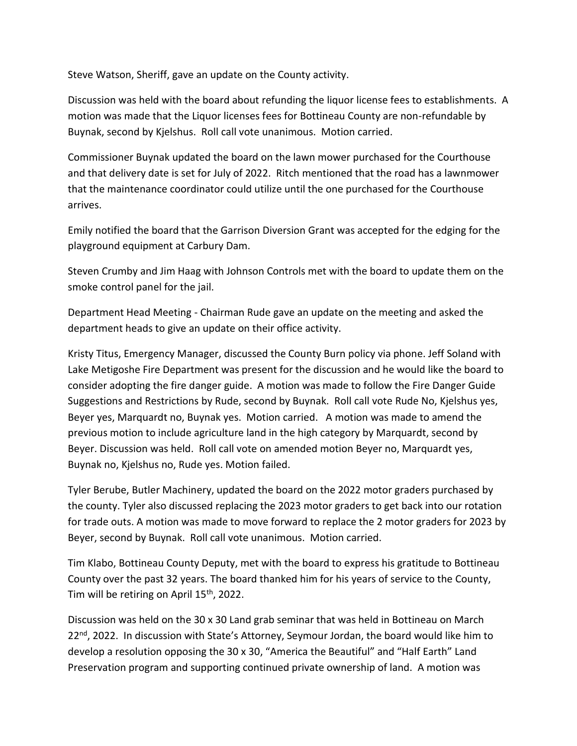Steve Watson, Sheriff, gave an update on the County activity.

Discussion was held with the board about refunding the liquor license fees to establishments. A motion was made that the Liquor licenses fees for Bottineau County are non-refundable by Buynak, second by Kjelshus. Roll call vote unanimous. Motion carried.

Commissioner Buynak updated the board on the lawn mower purchased for the Courthouse and that delivery date is set for July of 2022. Ritch mentioned that the road has a lawnmower that the maintenance coordinator could utilize until the one purchased for the Courthouse arrives.

Emily notified the board that the Garrison Diversion Grant was accepted for the edging for the playground equipment at Carbury Dam.

Steven Crumby and Jim Haag with Johnson Controls met with the board to update them on the smoke control panel for the jail.

Department Head Meeting - Chairman Rude gave an update on the meeting and asked the department heads to give an update on their office activity.

Kristy Titus, Emergency Manager, discussed the County Burn policy via phone. Jeff Soland with Lake Metigoshe Fire Department was present for the discussion and he would like the board to consider adopting the fire danger guide. A motion was made to follow the Fire Danger Guide Suggestions and Restrictions by Rude, second by Buynak. Roll call vote Rude No, Kjelshus yes, Beyer yes, Marquardt no, Buynak yes. Motion carried. A motion was made to amend the previous motion to include agriculture land in the high category by Marquardt, second by Beyer. Discussion was held. Roll call vote on amended motion Beyer no, Marquardt yes, Buynak no, Kjelshus no, Rude yes. Motion failed.

Tyler Berube, Butler Machinery, updated the board on the 2022 motor graders purchased by the county. Tyler also discussed replacing the 2023 motor graders to get back into our rotation for trade outs. A motion was made to move forward to replace the 2 motor graders for 2023 by Beyer, second by Buynak. Roll call vote unanimous. Motion carried.

Tim Klabo, Bottineau County Deputy, met with the board to express his gratitude to Bottineau County over the past 32 years. The board thanked him for his years of service to the County, Tim will be retiring on April 15th, 2022.

Discussion was held on the 30 x 30 Land grab seminar that was held in Bottineau on March 22nd, 2022. In discussion with State's Attorney, Seymour Jordan, the board would like him to develop a resolution opposing the 30 x 30, "America the Beautiful" and "Half Earth" Land Preservation program and supporting continued private ownership of land. A motion was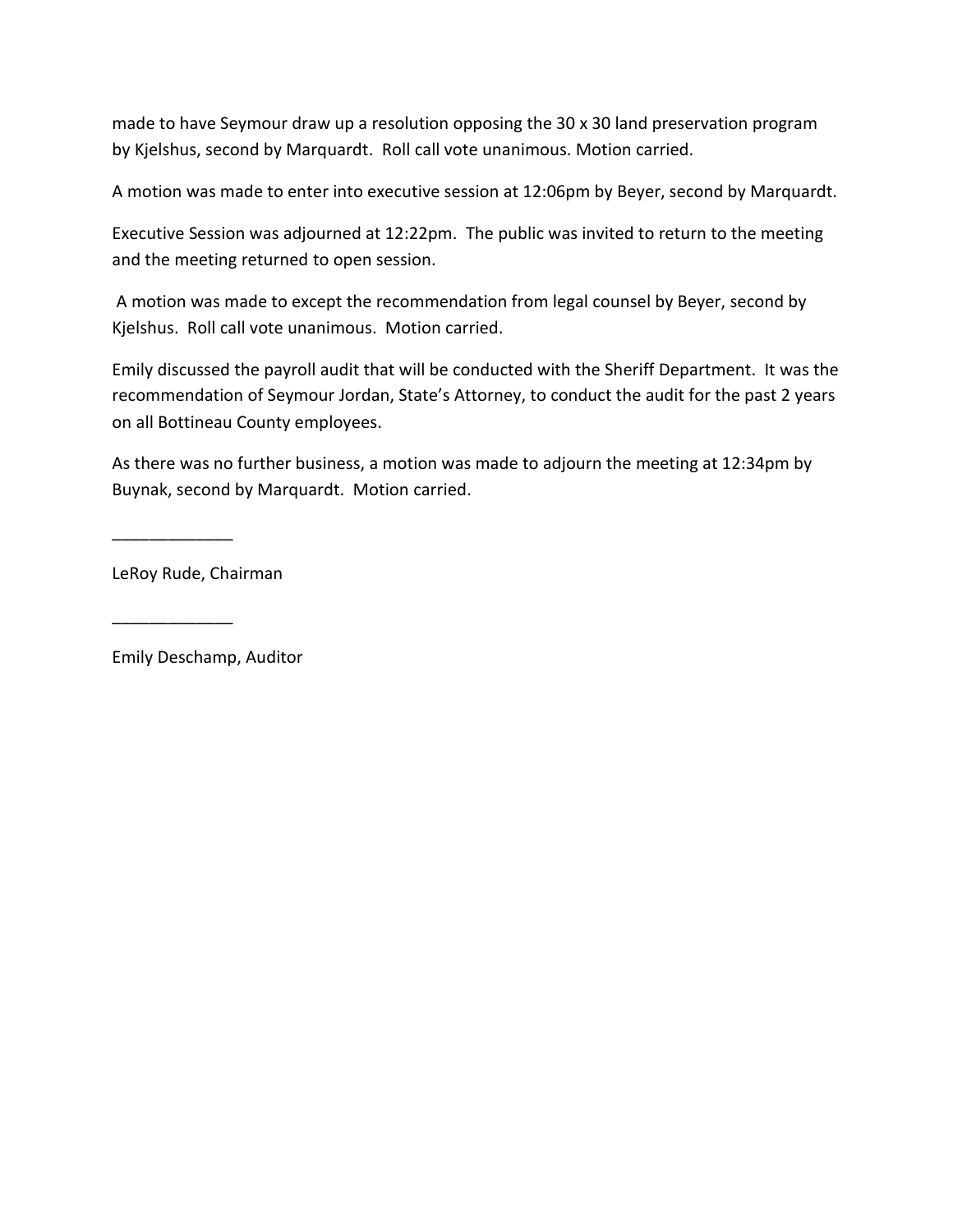made to have Seymour draw up a resolution opposing the 30 x 30 land preservation program by Kjelshus, second by Marquardt. Roll call vote unanimous. Motion carried.

A motion was made to enter into executive session at 12:06pm by Beyer, second by Marquardt.

Executive Session was adjourned at 12:22pm. The public was invited to return to the meeting and the meeting returned to open session.

A motion was made to except the recommendation from legal counsel by Beyer, second by Kjelshus. Roll call vote unanimous. Motion carried.

Emily discussed the payroll audit that will be conducted with the Sheriff Department. It was the recommendation of Seymour Jordan, State's Attorney, to conduct the audit for the past 2 years on all Bottineau County employees.

As there was no further business, a motion was made to adjourn the meeting at 12:34pm by Buynak, second by Marquardt. Motion carried.

_____________

LeRoy Rude, Chairman

_____________

Emily Deschamp, Auditor